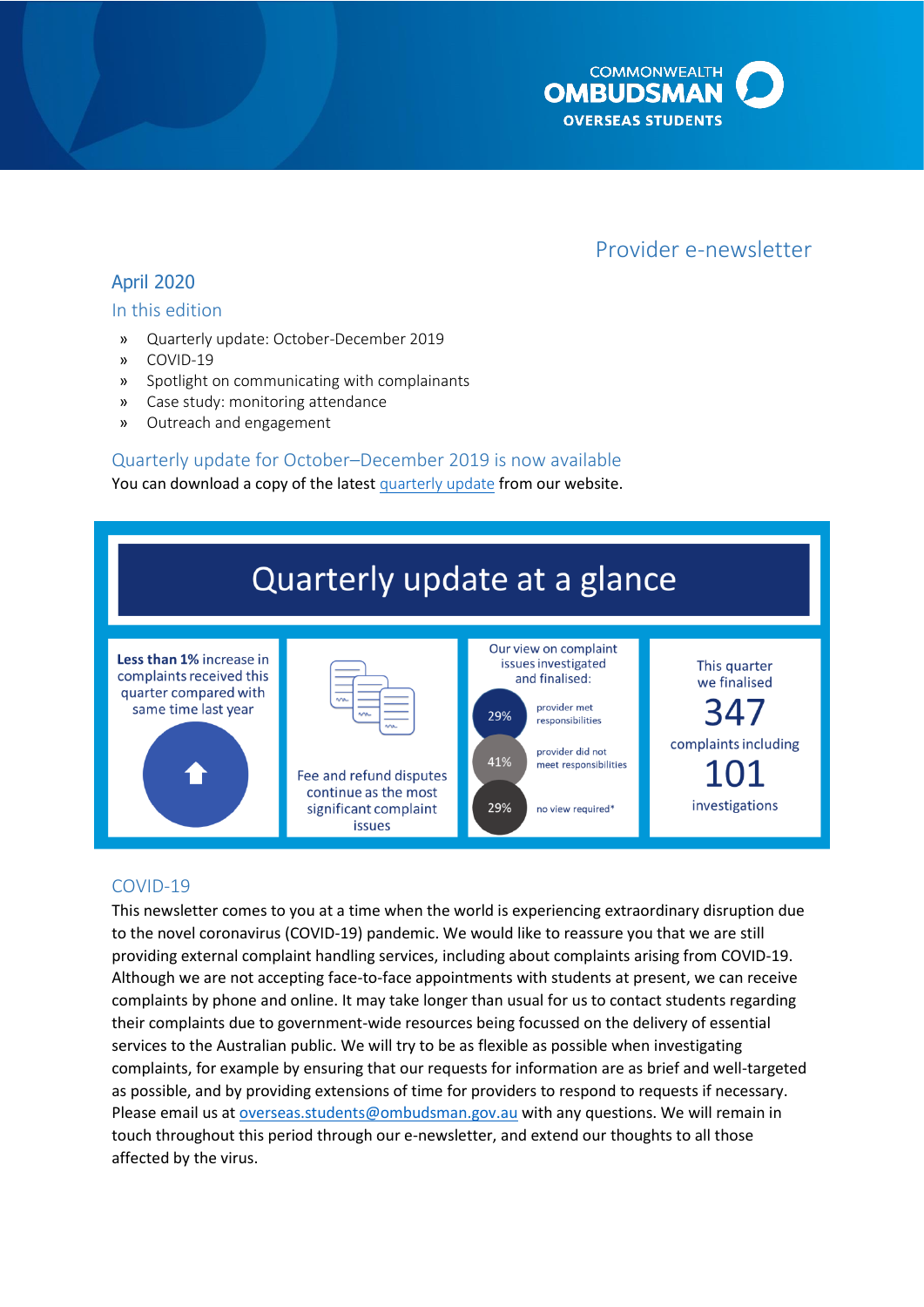COMMONWEALTH OMBUDSMAN OVERSEAS STUDENTS

# Provider e-newsletter

## April 2020

### In this edition

- » Quarterly update: October-December 2019
- » COVID-19
- » Spotlight on communicating with complainants
- » Case study: monitoring attendance
- » Outreach and engagement

## Quarterly update for October–December 2019 is now available

You can download a copy of the latest quarterly update from our website.

### Quarterly update at a glance

**Less than 1%** increase in complaints received this quarter compared with same time last year

Fee and refund disputes continue as the most significant complaint issues

Our view on complaint issues investigated and finalised:

- 29% provider met responsibilities
- 41% provider did not meet responsibilities
- 29% no view required*

This quarter we finalised 347 complaints including 101 investigations

## COVID-19

This newsletter comes to you at a time when the world is experiencing extraordinary disruption due to the novel coronavirus (COVID-19) pandemic. We would like to reassure you that we are still providing external complaint handling services, including about complaints arising from COVID-19. Although we are not accepting face-to-face appointments with students at present, we can receive complaints by phone and online. It may take longer than usual for us to contact students regarding their complaints due to government-wide resources being focussed on the delivery of essential services to the Australian public. We will try to be as flexible as possible when investigating complaints, for example by ensuring that our requests for information are as brief and well-targeted as possible, and by providing extensions of time for providers to respond to requests if necessary. Please email us at overseas.students@ombudsman.gov.au with any questions. We will remain in touch throughout this period through our e-newsletter, and extend our thoughts to all those affected by the virus.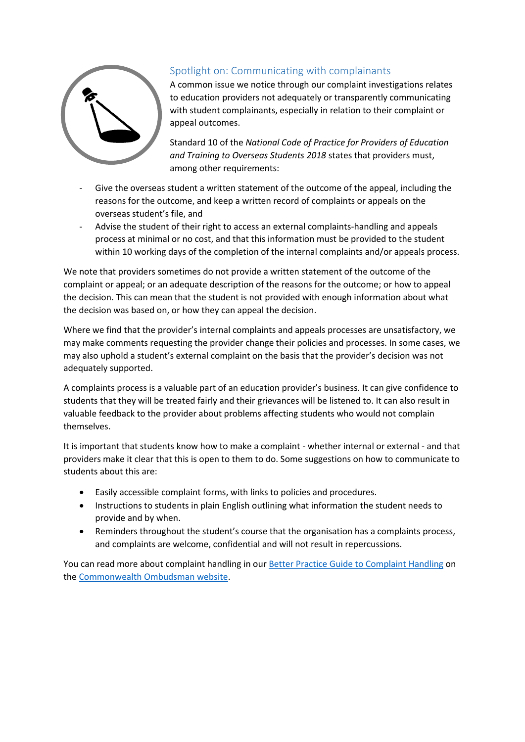## Spotlight on: Communicating with complainants

A common issue we notice through our complaint investigations relates to education providers not adequately or transparently communicating with student complainants, especially in relation to their complaint or appeal outcomes.

Standard 10 of the *National Code of Practice for Providers of Education and Training to Overseas Students 2018* states that providers must, among other requirements:

- Give the overseas student a written statement of the outcome of the appeal, including the reasons for the outcome, and keep a written record of complaints or appeals on the overseas student's file, and
- Advise the student of their right to access an external complaints-handling and appeals process at minimal or no cost, and that this information must be provided to the student within 10 working days of the completion of the internal complaints and/or appeals process.

We note that providers sometimes do not provide a written statement of the outcome of the complaint or appeal; or an adequate description of the reasons for the outcome; or how to appeal the decision. This can mean that the student is not provided with enough information about what the decision was based on, or how they can appeal the decision.

Where we find that the provider's internal complaints and appeals processes are unsatisfactory, we may make comments requesting the provider change their policies and processes. In some cases, we may also uphold a student's external complaint on the basis that the provider's decision was not adequately supported.

A complaints process is a valuable part of an education provider's business. It can give confidence to students that they will be treated fairly and their grievances will be listened to. It can also result in valuable feedback to the provider about problems affecting students who would not complain themselves.

It is important that students know how to make a complaint - whether internal or external - and that providers make it clear that this is open to them to do. Some suggestions on how to communicate to students about this are:

- Easily accessible complaint forms, with links to policies and procedures.
- Instructions to students in plain English outlining what information the student needs to provide and by when.
- Reminders throughout the student's course that the organisation has a complaints process, and complaints are welcome, confidential and will not result in repercussions.

You can read more about complaint handling in our [Better Practice Guide to Complaint Handling] on the [Commonwealth Ombudsman website].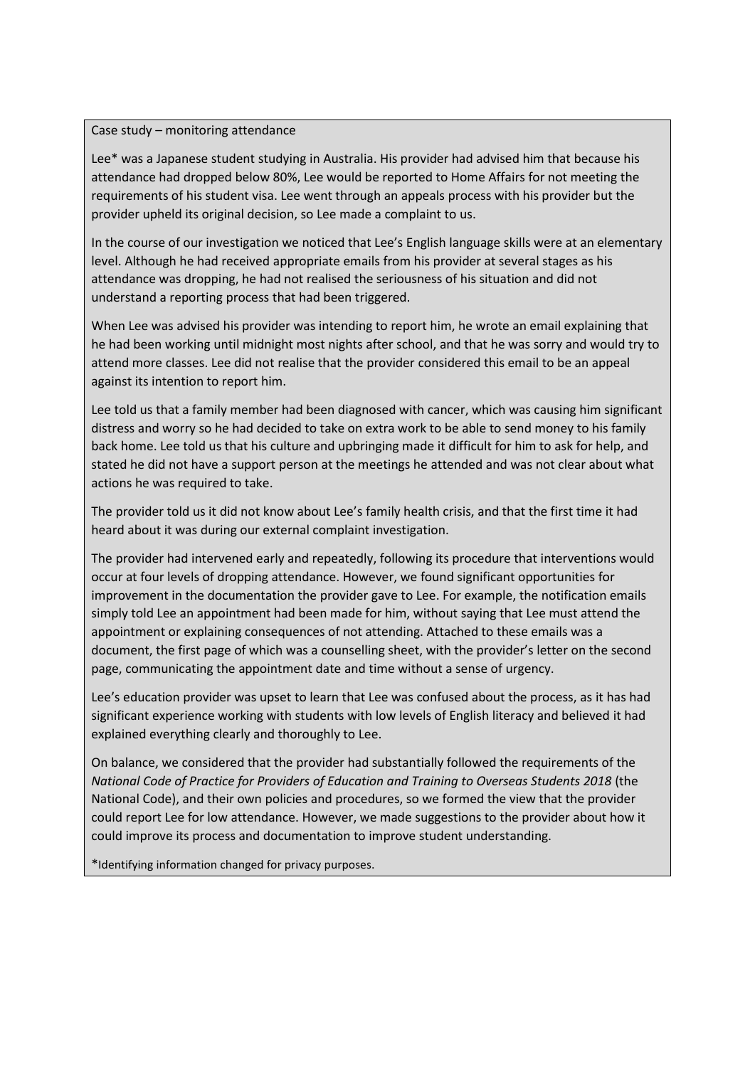Case study – monitoring attendance

Lee* was a Japanese student studying in Australia. His provider had advised him that because his attendance had dropped below 80%, Lee would be reported to Home Affairs for not meeting the requirements of his student visa. Lee went through an appeals process with his provider but the provider upheld its original decision, so Lee made a complaint to us.

In the course of our investigation we noticed that Lee's English language skills were at an elementary level. Although he had received appropriate emails from his provider at several stages as his attendance was dropping, he had not realised the seriousness of his situation and did not understand a reporting process that had been triggered.

When Lee was advised his provider was intending to report him, he wrote an email explaining that he had been working until midnight most nights after school, and that he was sorry and would try to attend more classes. Lee did not realise that the provider considered this email to be an appeal against its intention to report him.

Lee told us that a family member had been diagnosed with cancer, which was causing him significant distress and worry so he had decided to take on extra work to be able to send money to his family back home. Lee told us that his culture and upbringing made it difficult for him to ask for help, and stated he did not have a support person at the meetings he attended and was not clear about what actions he was required to take.

The provider told us it did not know about Lee's family health crisis, and that the first time it had heard about it was during our external complaint investigation.

The provider had intervened early and repeatedly, following its procedure that interventions would occur at four levels of dropping attendance. However, we found significant opportunities for improvement in the documentation the provider gave to Lee. For example, the notification emails simply told Lee an appointment had been made for him, without saying that Lee must attend the appointment or explaining consequences of not attending. Attached to these emails was a document, the first page of which was a counselling sheet, with the provider's letter on the second page, communicating the appointment date and time without a sense of urgency.

Lee's education provider was upset to learn that Lee was confused about the process, as it has had significant experience working with students with low levels of English literacy and believed it had explained everything clearly and thoroughly to Lee.

On balance, we considered that the provider had substantially followed the requirements of the *National Code of Practice for Providers of Education and Training to Overseas Students 2018* (the National Code), and their own policies and procedures, so we formed the view that the provider could report Lee for low attendance. However, we made suggestions to the provider about how it could improve its process and documentation to improve student understanding.

*Identifying information changed for privacy purposes.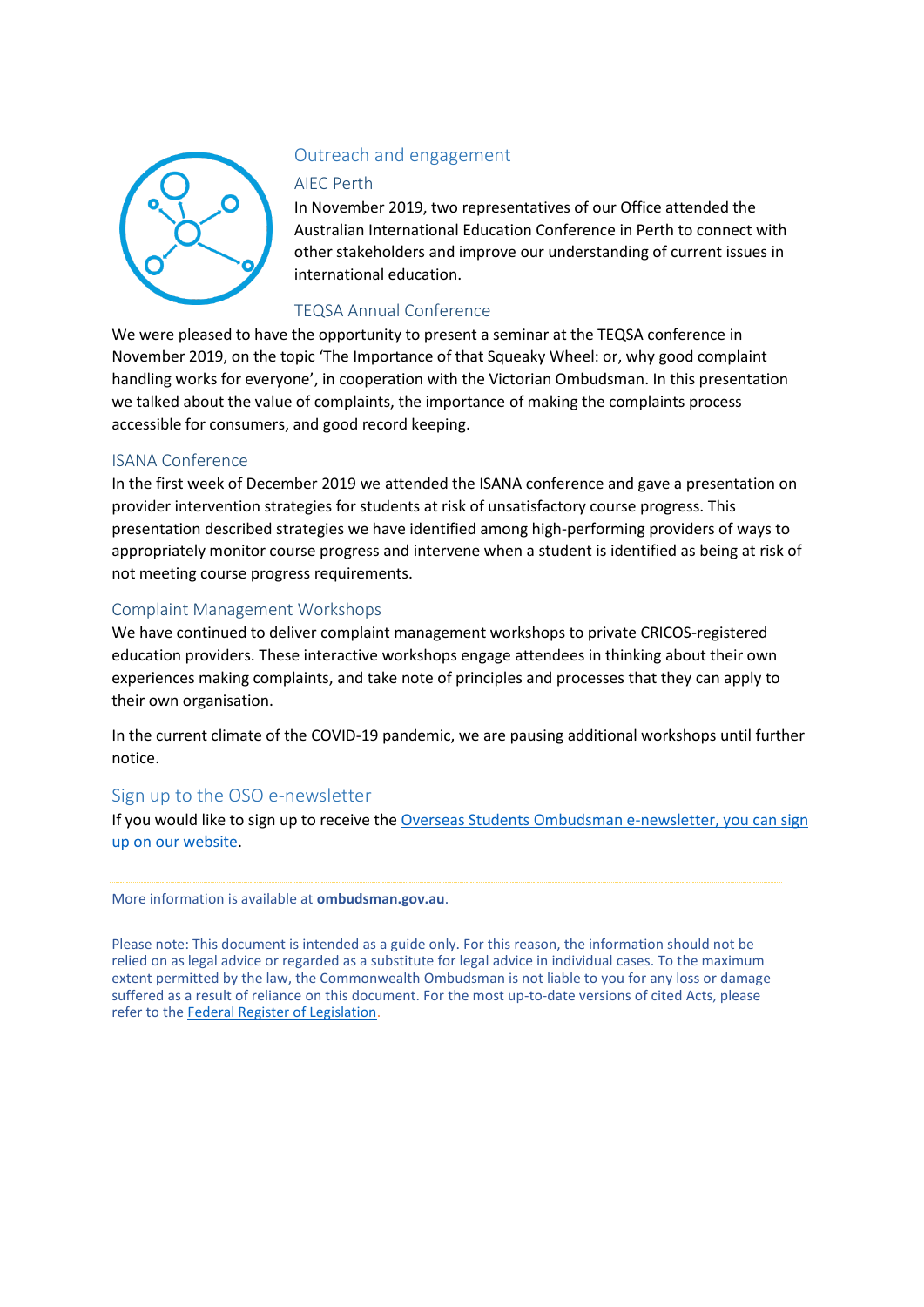## Outreach and engagement

### AIEC Perth

In November 2019, two representatives of our Office attended the Australian International Education Conference in Perth to connect with other stakeholders and improve our understanding of current issues in international education.

### TEQSA Annual Conference

We were pleased to have the opportunity to present a seminar at the TEQSA conference in November 2019, on the topic 'The Importance of that Squeaky Wheel: or, why good complaint handling works for everyone', in cooperation with the Victorian Ombudsman. In this presentation we talked about the value of complaints, the importance of making the complaints process accessible for consumers, and good record keeping.

### ISANA Conference

In the first week of December 2019 we attended the ISANA conference and gave a presentation on provider intervention strategies for students at risk of unsatisfactory course progress. This presentation described strategies we have identified among high-performing providers of ways to appropriately monitor course progress and intervene when a student is identified as being at risk of not meeting course progress requirements.

### Complaint Management Workshops

We have continued to deliver complaint management workshops to private CRICOS-registered education providers. These interactive workshops engage attendees in thinking about their own experiences making complaints, and take note of principles and processes that they can apply to their own organisation.

In the current climate of the COVID-19 pandemic, we are pausing additional workshops until further notice.

## Sign up to the OSO e-newsletter

If you would like to sign up to receive the Overseas Students Ombudsman e-newsletter, you can sign up on our website.

---

More information is available at **ombudsman.gov.au**.

Please note: This document is intended as a guide only. For this reason, the information should not be relied on as legal advice or regarded as a substitute for legal advice in individual cases. To the maximum extent permitted by the law, the Commonwealth Ombudsman is not liable to you for any loss or damage suffered as a result of reliance on this document. For the most up-to-date versions of cited Acts, please refer to the Federal Register of Legislation.